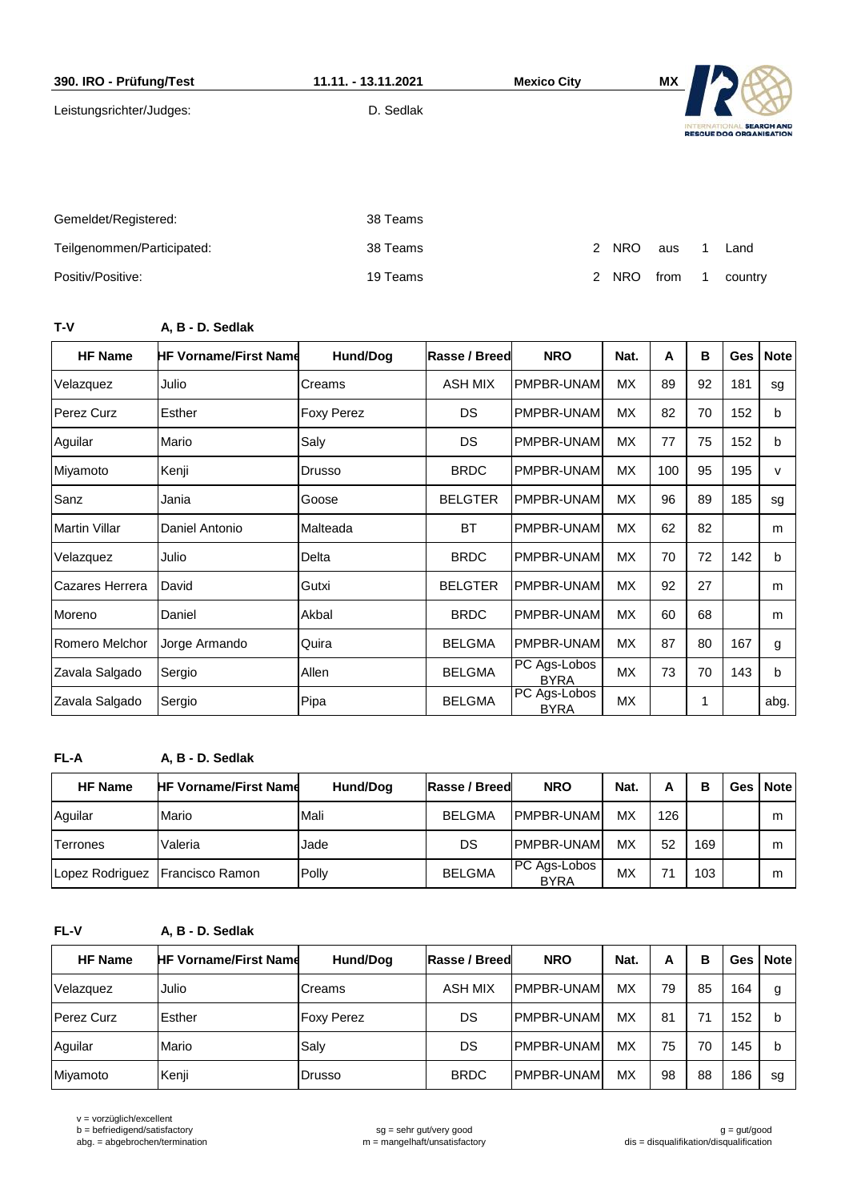**390. IRO - Prüfung/Test** | **11.11. - 13.11.2021** | **Mexico City** | **MX**

Leistungsrichter/Judges: D. Sedlak

INTERNATIONAL SEARCH AND RESCUE DOG ORGANISATION

| | | | | | | |
|---|---|---|---|---|---|---|
| Gemeldet/Registered: | 38 Teams | | | | | |
| Teilgenommen/Participated: | 38 Teams | 2 | NRO | aus | 1 | Land |
| Positiv/Positive: | 19 Teams | 2 | NRO | from | 1 | country |

**T-V** **A, B - D. Sedlak**

| HF Name | HF Vorname/First Name | Hund/Dog | Rasse / Breed | NRO | Nat. | A | B | Ges | Note |
|---|---|---|---|---|---|---|---|---|---|
| Velazquez | Julio | Creams | ASH MIX | PMPBR-UNAM | MX | 89 | 92 | 181 | sg |
| Perez Curz | Esther | Foxy Perez | DS | PMPBR-UNAM | MX | 82 | 70 | 152 | b |
| Aguilar | Mario | Saly | DS | PMPBR-UNAM | MX | 77 | 75 | 152 | b |
| Miyamoto | Kenji | Drusso | BRDC | PMPBR-UNAM | MX | 100 | 95 | 195 | v |
| Sanz | Jania | Goose | BELGTER | PMPBR-UNAM | MX | 96 | 89 | 185 | sg |
| Martin Villar | Daniel Antonio | Malteada | BT | PMPBR-UNAM | MX | 62 | 82 | | m |
| Velazquez | Julio | Delta | BRDC | PMPBR-UNAM | MX | 70 | 72 | 142 | b |
| Cazares Herrera | David | Gutxi | BELGTER | PMPBR-UNAM | MX | 92 | 27 | | m |
| Moreno | Daniel | Akbal | BRDC | PMPBR-UNAM | MX | 60 | 68 | | m |
| Romero Melchor | Jorge Armando | Quira | BELGMA | PMPBR-UNAM | MX | 87 | 80 | 167 | g |
| Zavala Salgado | Sergio | Allen | BELGMA | PC Ags-Lobos BYRA | MX | 73 | 70 | 143 | b |
| Zavala Salgado | Sergio | Pipa | BELGMA | PC Ags-Lobos BYRA | MX | | 1 | | abg. |

**FL-A** **A, B - D. Sedlak**

| HF Name | HF Vorname/First Name | Hund/Dog | Rasse / Breed | NRO | Nat. | A | B | Ges | Note |
|---|---|---|---|---|---|---|---|---|---|
| Aguilar | Mario | Mali | BELGMA | PMPBR-UNAM | MX | 126 | | | m |
| Terrones | Valeria | Jade | DS | PMPBR-UNAM | MX | 52 | 169 | | m |
| Lopez Rodriguez | Francisco Ramon | Polly | BELGMA | PC Ags-Lobos BYRA | MX | 71 | 103 | | m |

**FL-V** **A, B - D. Sedlak**

| HF Name | HF Vorname/First Name | Hund/Dog | Rasse / Breed | NRO | Nat. | A | B | Ges | Note |
|---|---|---|---|---|---|---|---|---|---|
| Velazquez | Julio | Creams | ASH MIX | PMPBR-UNAM | MX | 79 | 85 | 164 | g |
| Perez Curz | Esther | Foxy Perez | DS | PMPBR-UNAM | MX | 81 | 71 | 152 | b |
| Aguilar | Mario | Saly | DS | PMPBR-UNAM | MX | 75 | 70 | 145 | b |
| Miyamoto | Kenji | Drusso | BRDC | PMPBR-UNAM | MX | 98 | 88 | 186 | sg |

v = vorzüglich/excellent
b = befriedigend/satisfactory
abg. = abgebrochen/termination
sg = sehr gut/very good
m = mangelhaft/unsatisfactory
g = gut/good
dis = disqualifikation/disqualification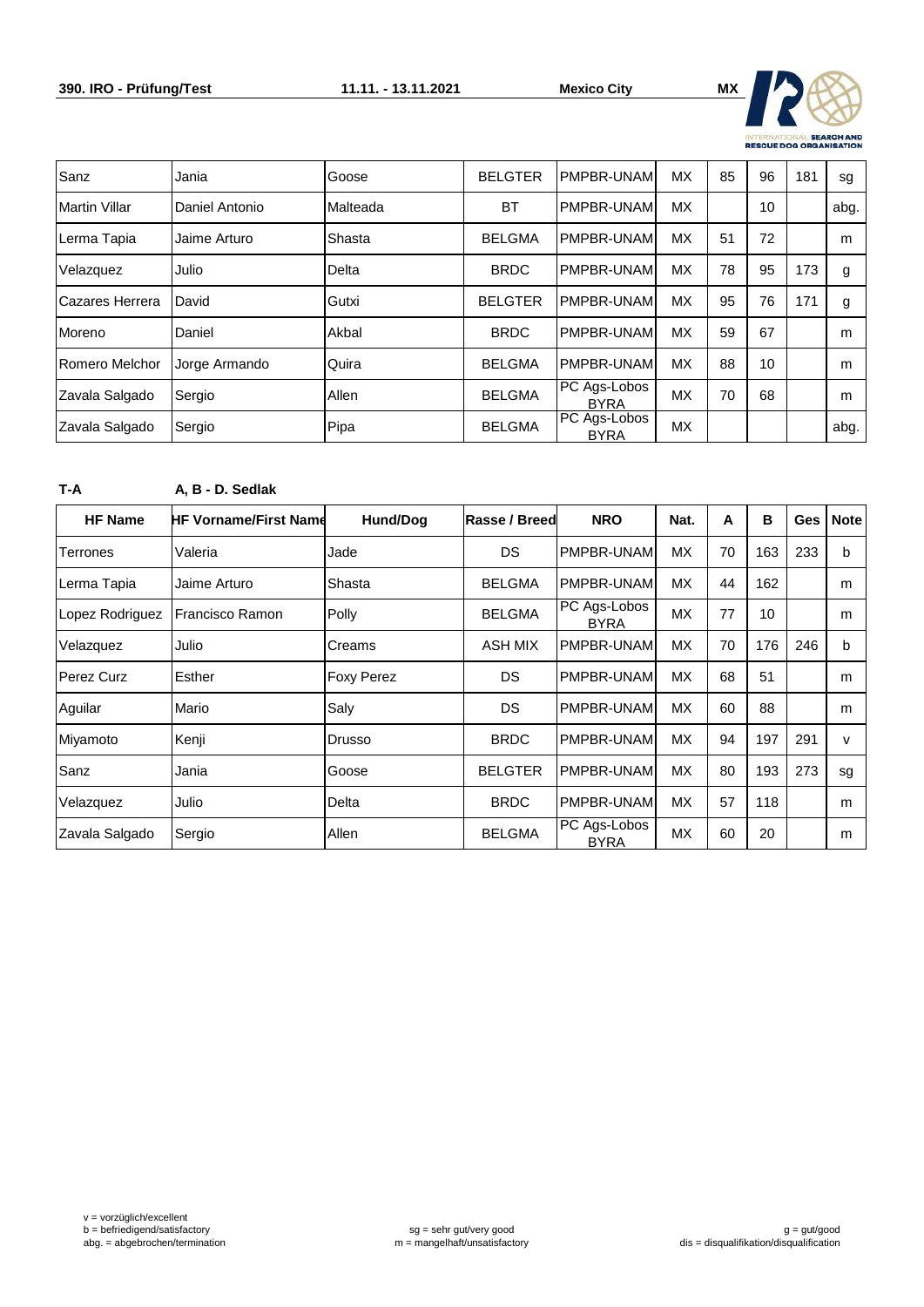| | | | | | | | | | |
|---|---|---|---|---|---|---|---|---|---|
| Sanz | Jania | Goose | BELGTER | PMPBR-UNAM | MX | 85 | 96 | 181 | sg |
| Martin Villar | Daniel Antonio | Malteada | BT | PMPBR-UNAM | MX | | 10 | | abg. |
| Lerma Tapia | Jaime Arturo | Shasta | BELGMA | PMPBR-UNAM | MX | 51 | 72 | | m |
| Velazquez | Julio | Delta | BRDC | PMPBR-UNAM | MX | 78 | 95 | 173 | g |
| Cazares Herrera | David | Gutxi | BELGTER | PMPBR-UNAM | MX | 95 | 76 | 171 | g |
| Moreno | Daniel | Akbal | BRDC | PMPBR-UNAM | MX | 59 | 67 | | m |
| Romero Melchor | Jorge Armando | Quira | BELGMA | PMPBR-UNAM | MX | 88 | 10 | | m |
| Zavala Salgado | Sergio | Allen | BELGMA | PC Ags-Lobos BYRA | MX | 70 | 68 | | m |
| Zavala Salgado | Sergio | Pipa | BELGMA | PC Ags-Lobos BYRA | MX | | | | abg. |

**T-A** **A, B - D. Sedlak**

| HF Name | HF Vorname/First Name | Hund/Dog | Rasse / Breed | NRO | Nat. | A | B | Ges | Note |
|---|---|---|---|---|---|---|---|---|---|
| Terrones | Valeria | Jade | DS | PMPBR-UNAM | MX | 70 | 163 | 233 | b |
| Lerma Tapia | Jaime Arturo | Shasta | BELGMA | PMPBR-UNAM | MX | 44 | 162 | | m |
| Lopez Rodriguez | Francisco Ramon | Polly | BELGMA | PC Ags-Lobos BYRA | MX | 77 | 10 | | m |
| Velazquez | Julio | Creams | ASH MIX | PMPBR-UNAM | MX | 70 | 176 | 246 | b |
| Perez Curz | Esther | Foxy Perez | DS | PMPBR-UNAM | MX | 68 | 51 | | m |
| Aguilar | Mario | Saly | DS | PMPBR-UNAM | MX | 60 | 88 | | m |
| Miyamoto | Kenji | Drusso | BRDC | PMPBR-UNAM | MX | 94 | 197 | 291 | v |
| Sanz | Jania | Goose | BELGTER | PMPBR-UNAM | MX | 80 | 193 | 273 | sg |
| Velazquez | Julio | Delta | BRDC | PMPBR-UNAM | MX | 57 | 118 | | m |
| Zavala Salgado | Sergio | Allen | BELGMA | PC Ags-Lobos BYRA | MX | 60 | 20 | | m |

v = vorzüglich/excellent
b = befriedigend/satisfactory
abg. = abgebrochen/termination

sg = sehr gut/very good
m = mangelhaft/unsatisfactory

g = gut/good
dis = disqualifikation/disqualification